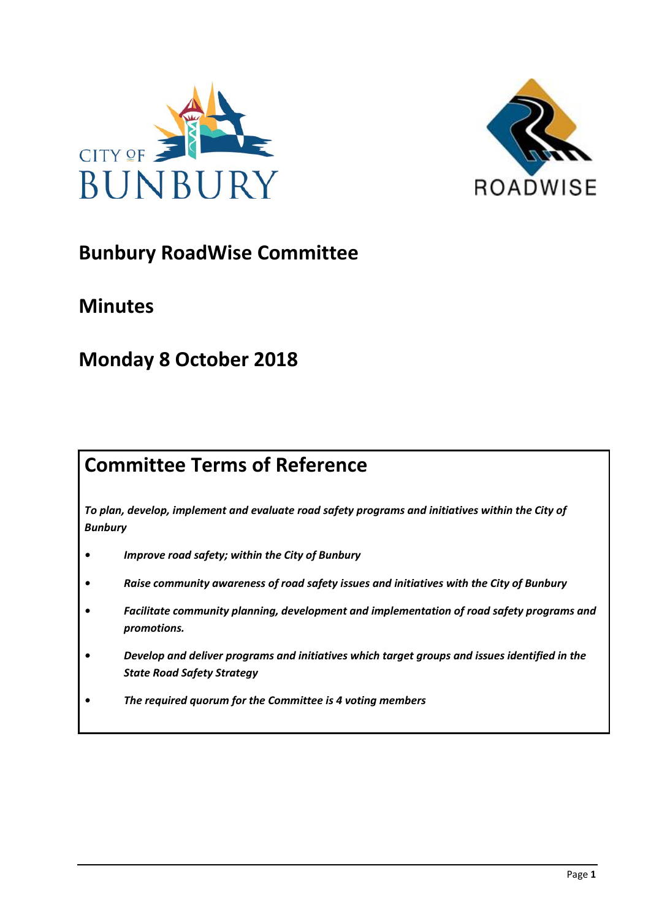# Bunbury RoadWise Committee

## Minutes

## Monday 8 October 2018

## Committee Terms of Reference

***To plan, develop, implement and evaluate road safety programs and initiatives within the City of Bunbury***

- ***Improve road safety; within the City of Bunbury***
- ***Raise community awareness of road safety issues and initiatives with the City of Bunbury***
- ***Facilitate community planning, development and implementation of road safety programs and promotions.***
- ***Develop and deliver programs and initiatives which target groups and issues identified in the State Road Safety Strategy***
- ***The required quorum for the Committee is 4 voting members***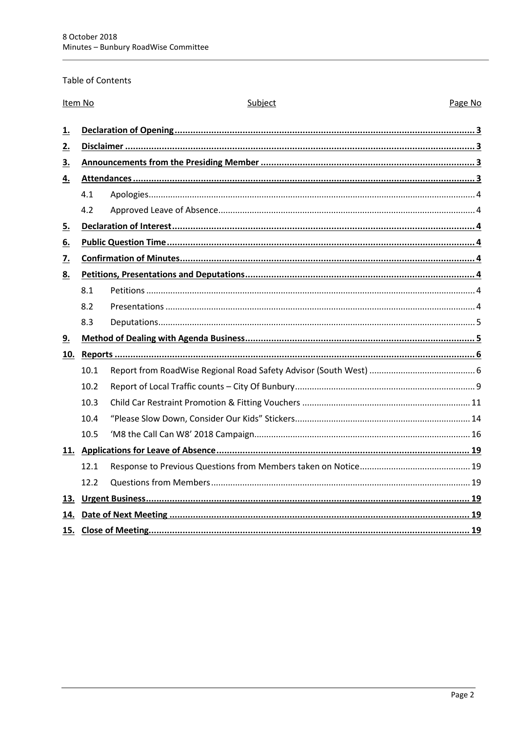Table of Contents

| Item No | | Subject | Page No |
|---|---|---|---|
| **1.** | | **Declaration of Opening** | **3** |
| **2.** | | **Disclaimer** | **3** |
| **3.** | | **Announcements from the Presiding Member** | **3** |
| **4.** | | **Attendances** | **3** |
| | 4.1 | Apologies | 4 |
| | 4.2 | Approved Leave of Absence | 4 |
| **5.** | | **Declaration of Interest** | **4** |
| **6.** | | **Public Question Time** | **4** |
| **7.** | | **Confirmation of Minutes** | **4** |
| **8.** | | **Petitions, Presentations and Deputations** | **4** |
| | 8.1 | Petitions | 4 |
| | 8.2 | Presentations | 4 |
| | 8.3 | Deputations | 5 |
| **9.** | | **Method of Dealing with Agenda Business** | **5** |
| **10.** | | **Reports** | **6** |
| | 10.1 | Report from RoadWise Regional Road Safety Advisor (South West) | 6 |
| | 10.2 | Report of Local Traffic counts – City Of Bunbury | 9 |
| | 10.3 | Child Car Restraint Promotion & Fitting Vouchers | 11 |
| | 10.4 | "Please Slow Down, Consider Our Kids" Stickers | 14 |
| | 10.5 | 'M8 the Call Can W8' 2018 Campaign | 16 |
| **11.** | | **Applications for Leave of Absence** | **19** |
| | 12.1 | Response to Previous Questions from Members taken on Notice | 19 |
| | 12.2 | Questions from Members | 19 |
| **13.** | | **Urgent Business** | **19** |
| **14.** | | **Date of Next Meeting** | **19** |
| **15.** | | **Close of Meeting** | **19** |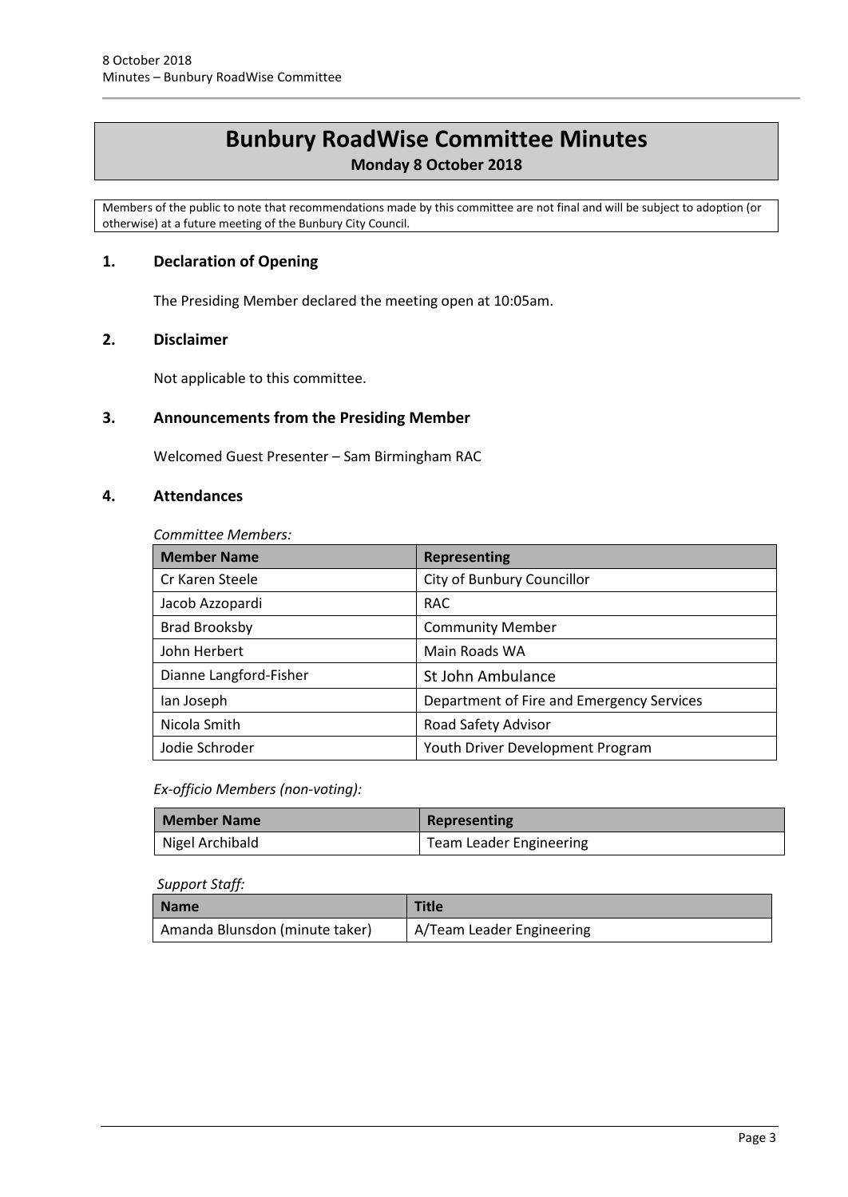# Bunbury RoadWise Committee Minutes

**Monday 8 October 2018**

Members of the public to note that recommendations made by this committee are not final and will be subject to adoption (or otherwise) at a future meeting of the Bunbury City Council.

## 1. Declaration of Opening

The Presiding Member declared the meeting open at 10:05am.

## 2. Disclaimer

Not applicable to this committee.

## 3. Announcements from the Presiding Member

Welcomed Guest Presenter – Sam Birmingham RAC

## 4. Attendances

*Committee Members:*

| Member Name | Representing |
|---|---|
| Cr Karen Steele | City of Bunbury Councillor |
| Jacob Azzopardi | RAC |
| Brad Brooksby | Community Member |
| John Herbert | Main Roads WA |
| Dianne Langford-Fisher | St John Ambulance |
| Ian Joseph | Department of Fire and Emergency Services |
| Nicola Smith | Road Safety Advisor |
| Jodie Schroder | Youth Driver Development Program |

*Ex-officio Members (non-voting):*

| Member Name | Representing |
|---|---|
| Nigel Archibald | Team Leader Engineering |

*Support Staff:*

| Name | Title |
|---|---|
| Amanda Blunsdon (minute taker) | A/Team Leader Engineering |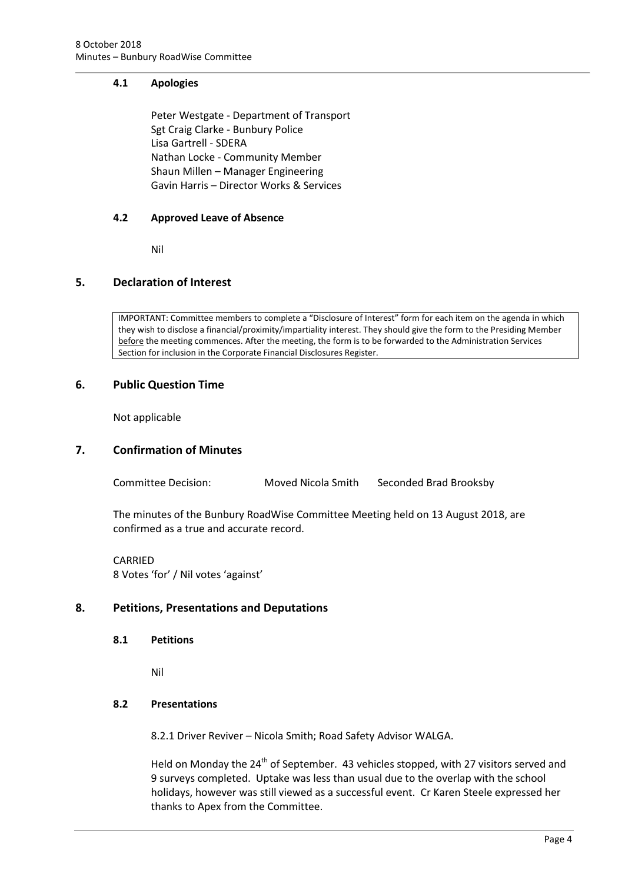### 4.1 Apologies

Peter Westgate - Department of Transport
Sgt Craig Clarke - Bunbury Police
Lisa Gartrell - SDERA
Nathan Locke - Community Member
Shaun Millen – Manager Engineering
Gavin Harris – Director Works & Services

### 4.2 Approved Leave of Absence

Nil

## 5. Declaration of Interest

IMPORTANT: Committee members to complete a "Disclosure of Interest" form for each item on the agenda in which they wish to disclose a financial/proximity/impartiality interest. They should give the form to the Presiding Member before the meeting commences. After the meeting, the form is to be forwarded to the Administration Services Section for inclusion in the Corporate Financial Disclosures Register.

## 6. Public Question Time

Not applicable

## 7. Confirmation of Minutes

Committee Decision: Moved Nicola Smith Seconded Brad Brooksby

The minutes of the Bunbury RoadWise Committee Meeting held on 13 August 2018, are confirmed as a true and accurate record.

CARRIED
8 Votes 'for' / Nil votes 'against'

## 8. Petitions, Presentations and Deputations

### 8.1 Petitions

Nil

### 8.2 Presentations

8.2.1 Driver Reviver – Nicola Smith; Road Safety Advisor WALGA.

Held on Monday the 24th of September. 43 vehicles stopped, with 27 visitors served and 9 surveys completed. Uptake was less than usual due to the overlap with the school holidays, however was still viewed as a successful event. Cr Karen Steele expressed her thanks to Apex from the Committee.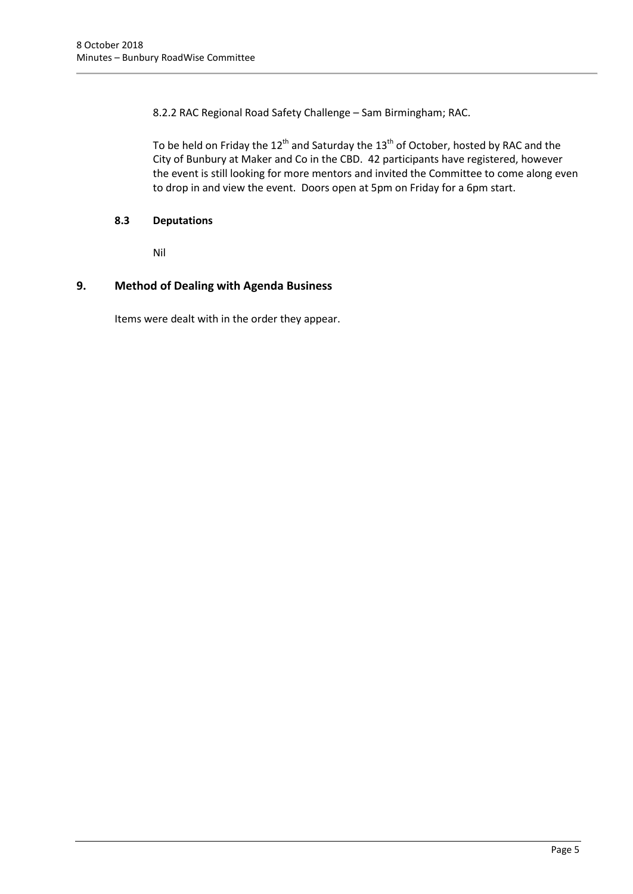8.2.2 RAC Regional Road Safety Challenge – Sam Birmingham; RAC.

To be held on Friday the 12th and Saturday the 13th of October, hosted by RAC and the City of Bunbury at Maker and Co in the CBD. 42 participants have registered, however the event is still looking for more mentors and invited the Committee to come along even to drop in and view the event. Doors open at 5pm on Friday for a 6pm start.

### 8.3 Deputations

Nil

## 9. Method of Dealing with Agenda Business

Items were dealt with in the order they appear.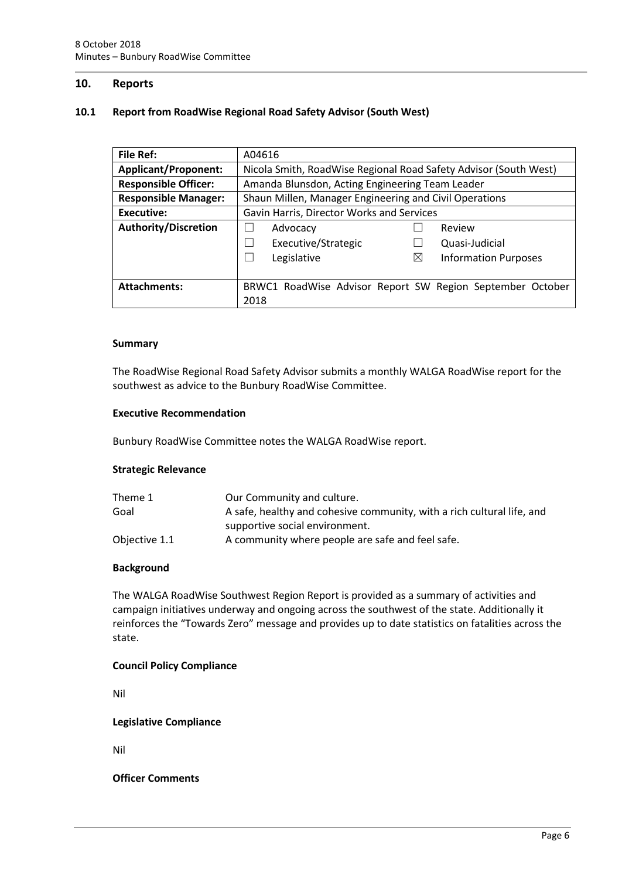## 10. Reports

### 10.1 Report from RoadWise Regional Road Safety Advisor (South West)

| **File Ref:** | A04616 | | |
|---|---|---|---|
| **Applicant/Proponent:** | Nicola Smith, RoadWise Regional Road Safety Advisor (South West) | | |
| **Responsible Officer:** | Amanda Blunsdon, Acting Engineering Team Leader | | |
| **Responsible Manager:** | Shaun Millen, Manager Engineering and Civil Operations | | |
| **Executive:** | Gavin Harris, Director Works and Services | | |
| **Authority/Discretion** | ☐ Advocacy | ☐ Review | |
| | ☐ Executive/Strategic | ☐ Quasi-Judicial | |
| | ☐ Legislative | ☒ Information Purposes | |
| **Attachments:** | BRWC1 RoadWise Advisor Report SW Region September October 2018 | | |

**Summary**

The RoadWise Regional Road Safety Advisor submits a monthly WALGA RoadWise report for the southwest as advice to the Bunbury RoadWise Committee.

**Executive Recommendation**

Bunbury RoadWise Committee notes the WALGA RoadWise report.

**Strategic Relevance**

| | |
|---|---|
| Theme 1 | Our Community and culture. |
| Goal | A safe, healthy and cohesive community, with a rich cultural life, and supportive social environment. |
| Objective 1.1 | A community where people are safe and feel safe. |

**Background**

The WALGA RoadWise Southwest Region Report is provided as a summary of activities and campaign initiatives underway and ongoing across the southwest of the state. Additionally it reinforces the "Towards Zero" message and provides up to date statistics on fatalities across the state.

**Council Policy Compliance**

Nil

**Legislative Compliance**

Nil

**Officer Comments**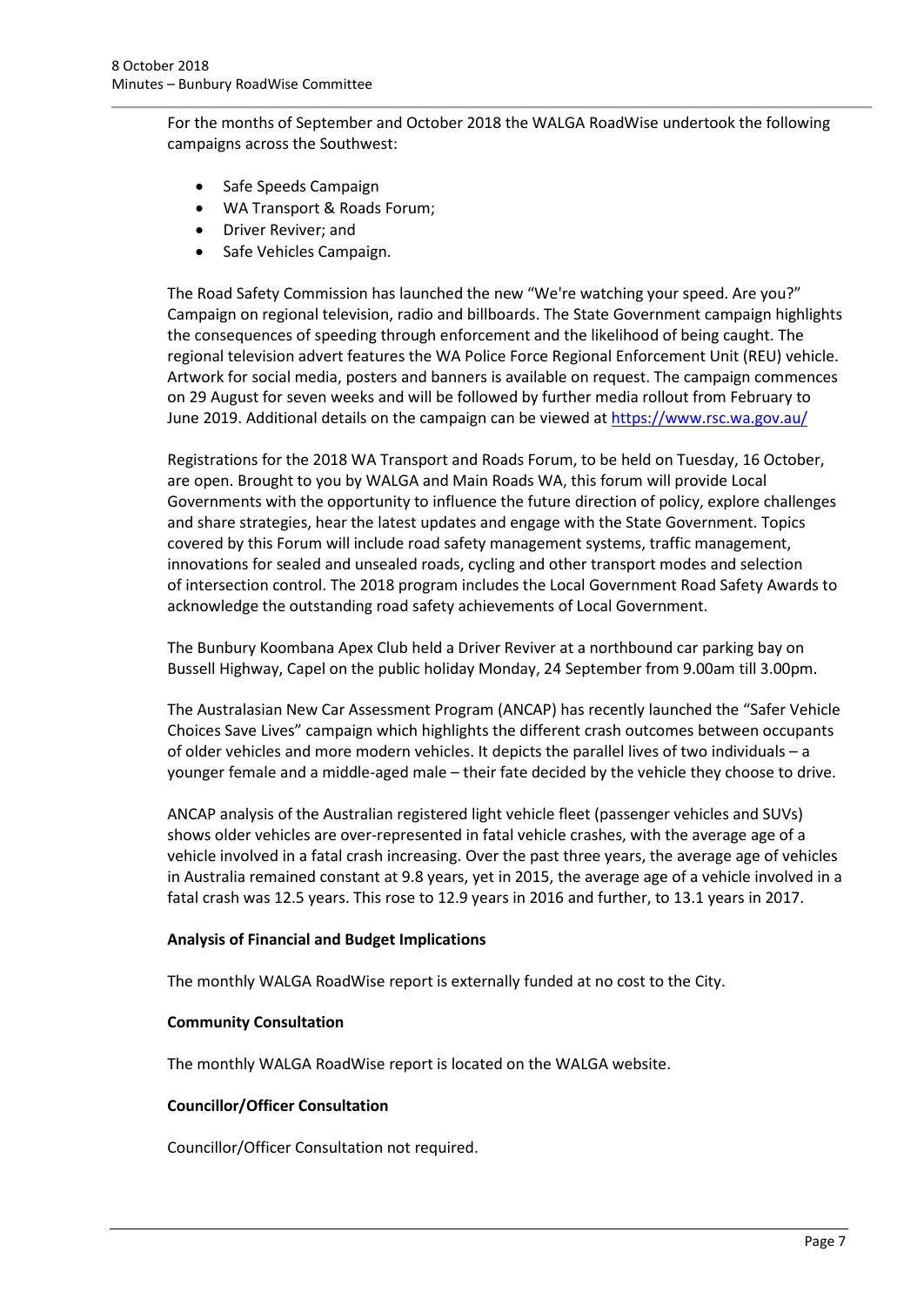For the months of September and October 2018 the WALGA RoadWise undertook the following campaigns across the Southwest:

- Safe Speeds Campaign
- WA Transport & Roads Forum;
- Driver Reviver; and
- Safe Vehicles Campaign.

The Road Safety Commission has launched the new "We're watching your speed. Are you?" Campaign on regional television, radio and billboards. The State Government campaign highlights the consequences of speeding through enforcement and the likelihood of being caught. The regional television advert features the WA Police Force Regional Enforcement Unit (REU) vehicle. Artwork for social media, posters and banners is available on request. The campaign commences on 29 August for seven weeks and will be followed by further media rollout from February to June 2019. Additional details on the campaign can be viewed at https://www.rsc.wa.gov.au/

Registrations for the 2018 WA Transport and Roads Forum, to be held on Tuesday, 16 October, are open. Brought to you by WALGA and Main Roads WA, this forum will provide Local Governments with the opportunity to influence the future direction of policy, explore challenges and share strategies, hear the latest updates and engage with the State Government. Topics covered by this Forum will include road safety management systems, traffic management, innovations for sealed and unsealed roads, cycling and other transport modes and selection of intersection control. The 2018 program includes the Local Government Road Safety Awards to acknowledge the outstanding road safety achievements of Local Government.

The Bunbury Koombana Apex Club held a Driver Reviver at a northbound car parking bay on Bussell Highway, Capel on the public holiday Monday, 24 September from 9.00am till 3.00pm.

The Australasian New Car Assessment Program (ANCAP) has recently launched the "Safer Vehicle Choices Save Lives" campaign which highlights the different crash outcomes between occupants of older vehicles and more modern vehicles. It depicts the parallel lives of two individuals – a younger female and a middle-aged male – their fate decided by the vehicle they choose to drive.

ANCAP analysis of the Australian registered light vehicle fleet (passenger vehicles and SUVs) shows older vehicles are over-represented in fatal vehicle crashes, with the average age of a vehicle involved in a fatal crash increasing. Over the past three years, the average age of vehicles in Australia remained constant at 9.8 years, yet in 2015, the average age of a vehicle involved in a fatal crash was 12.5 years. This rose to 12.9 years in 2016 and further, to 13.1 years in 2017.

**Analysis of Financial and Budget Implications**

The monthly WALGA RoadWise report is externally funded at no cost to the City.

**Community Consultation**

The monthly WALGA RoadWise report is located on the WALGA website.

**Councillor/Officer Consultation**

Councillor/Officer Consultation not required.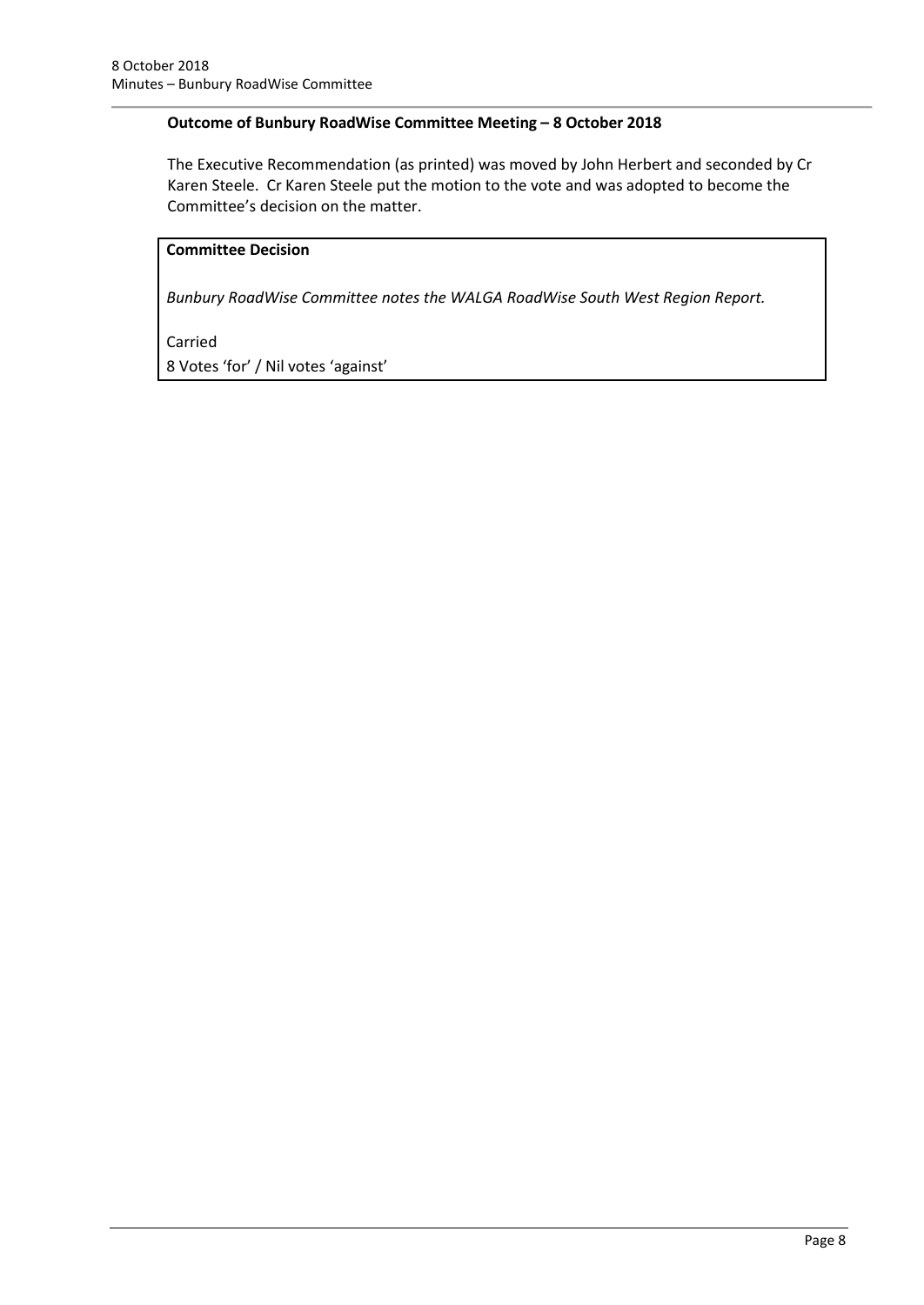**Outcome of Bunbury RoadWise Committee Meeting – 8 October 2018**

The Executive Recommendation (as printed) was moved by John Herbert and seconded by Cr Karen Steele. Cr Karen Steele put the motion to the vote and was adopted to become the Committee's decision on the matter.

**Committee Decision**

*Bunbury RoadWise Committee notes the WALGA RoadWise South West Region Report.*

Carried
8 Votes 'for' / Nil votes 'against'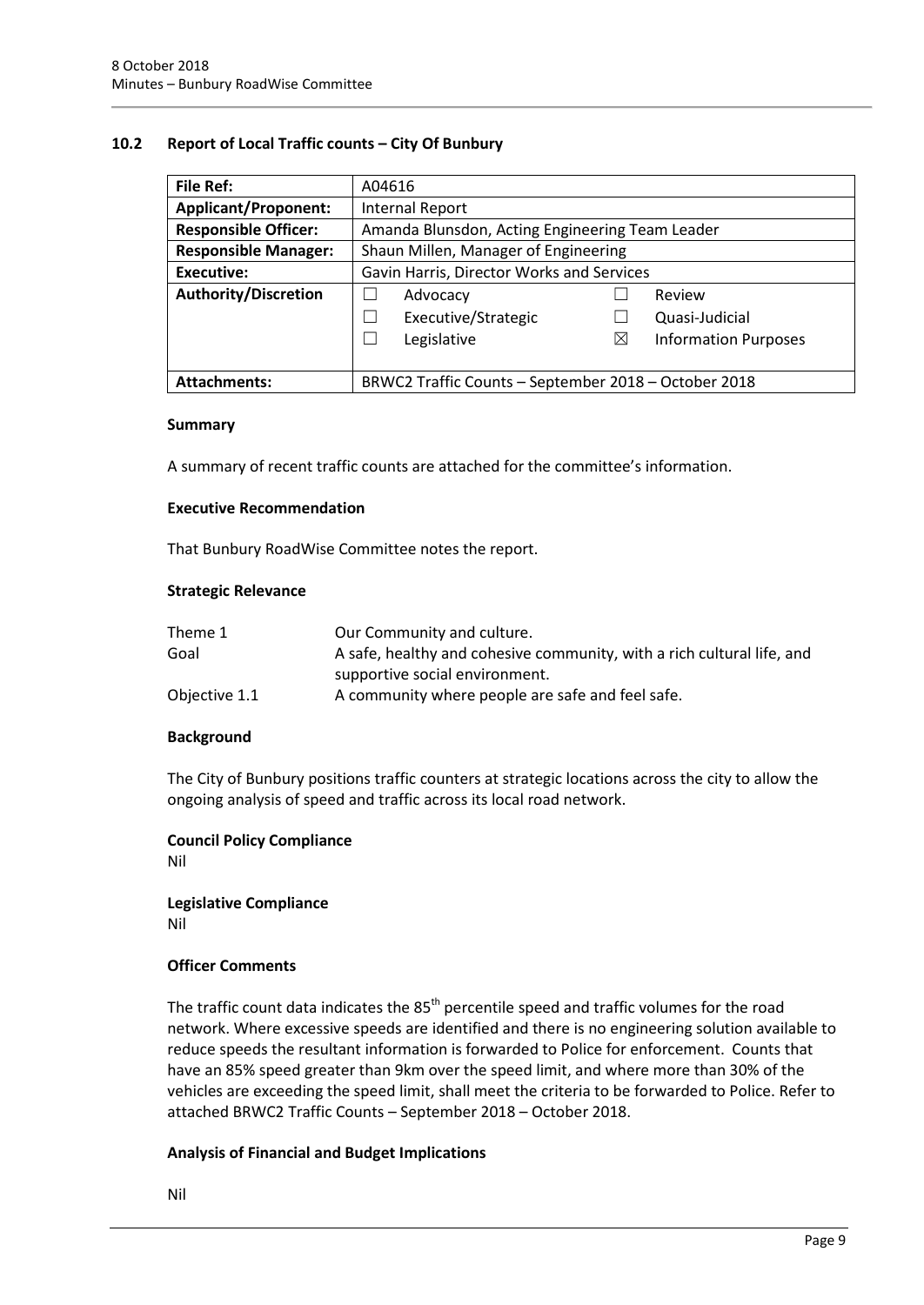## 10.2 Report of Local Traffic counts – City Of Bunbury

| **File Ref:** | A04616 | | | |
|---|---|---|---|---|
| **Applicant/Proponent:** | Internal Report | | | |
| **Responsible Officer:** | Amanda Blunsdon, Acting Engineering Team Leader | | | |
| **Responsible Manager:** | Shaun Millen, Manager of Engineering | | | |
| **Executive:** | Gavin Harris, Director Works and Services | | | |
| **Authority/Discretion** | ☐ | Advocacy | ☐ | Review |
| | ☐ | Executive/Strategic | ☐ | Quasi-Judicial |
| | ☐ | Legislative | ☒ | Information Purposes |
| **Attachments:** | BRWC2 Traffic Counts – September 2018 – October 2018 | | | |

### Summary

A summary of recent traffic counts are attached for the committee's information.

### Executive Recommendation

That Bunbury RoadWise Committee notes the report.

### Strategic Relevance

| | |
|---|---|
| Theme 1 | Our Community and culture. |
| Goal | A safe, healthy and cohesive community, with a rich cultural life, and supportive social environment. |
| Objective 1.1 | A community where people are safe and feel safe. |

### Background

The City of Bunbury positions traffic counters at strategic locations across the city to allow the ongoing analysis of speed and traffic across its local road network.

### Council Policy Compliance

Nil

### Legislative Compliance

Nil

### Officer Comments

The traffic count data indicates the 85th percentile speed and traffic volumes for the road network. Where excessive speeds are identified and there is no engineering solution available to reduce speeds the resultant information is forwarded to Police for enforcement. Counts that have an 85% speed greater than 9km over the speed limit, and where more than 30% of the vehicles are exceeding the speed limit, shall meet the criteria to be forwarded to Police. Refer to attached BRWC2 Traffic Counts – September 2018 – October 2018.

### Analysis of Financial and Budget Implications

Nil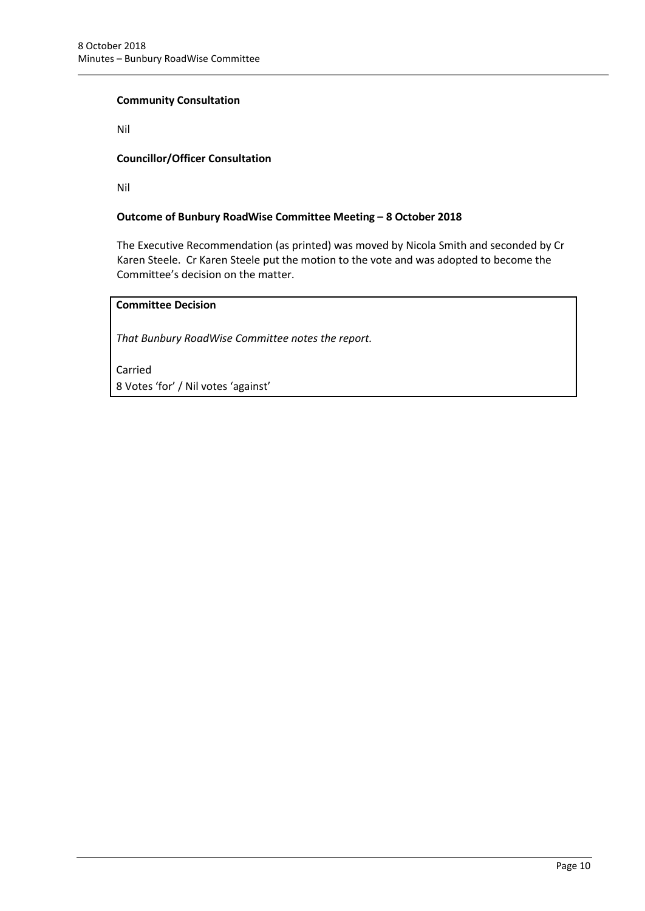**Community Consultation**

Nil

**Councillor/Officer Consultation**

Nil

**Outcome of Bunbury RoadWise Committee Meeting – 8 October 2018**

The Executive Recommendation (as printed) was moved by Nicola Smith and seconded by Cr Karen Steele. Cr Karen Steele put the motion to the vote and was adopted to become the Committee's decision on the matter.

**Committee Decision**

*That Bunbury RoadWise Committee notes the report.*

Carried
8 Votes 'for' / Nil votes 'against'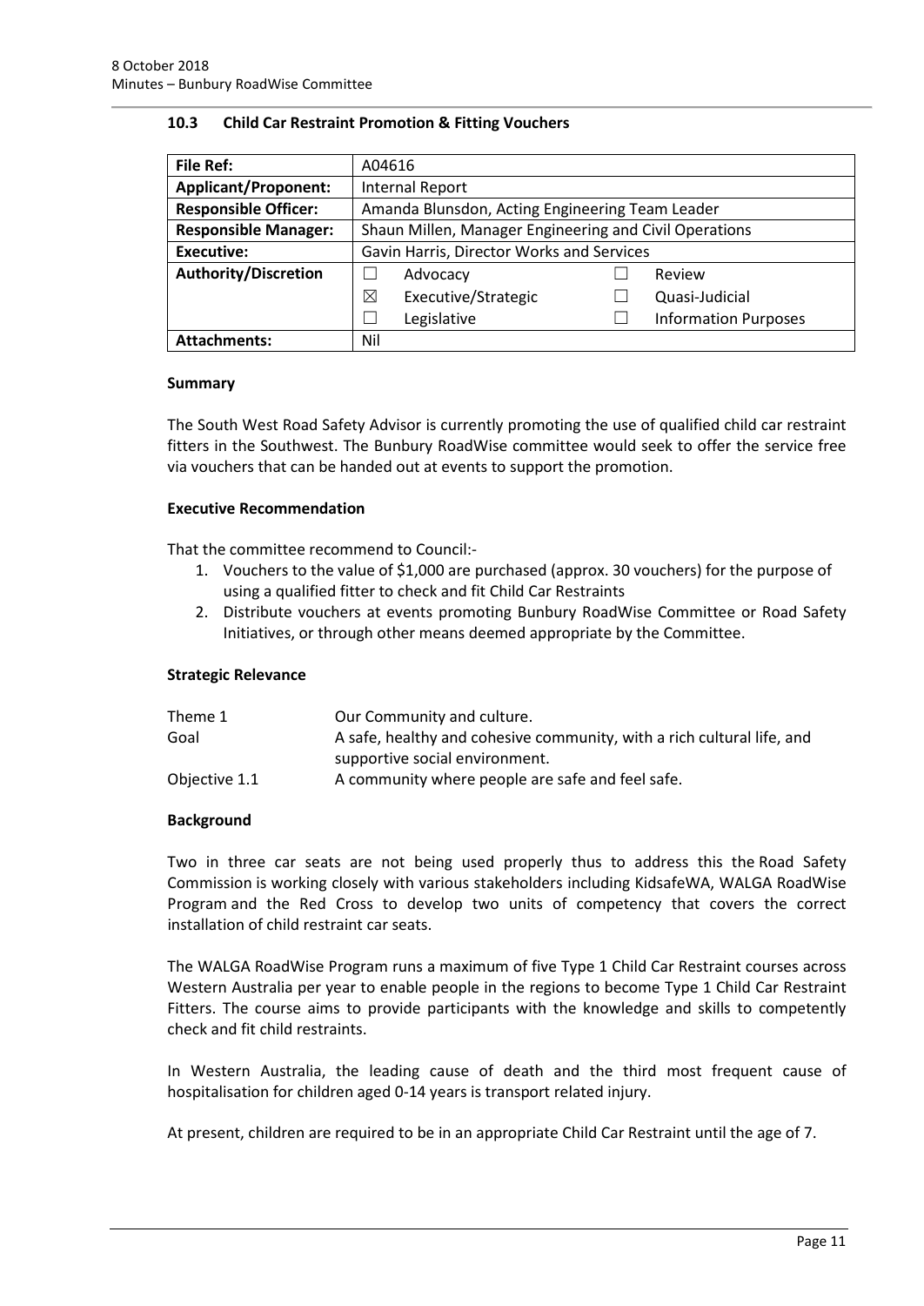### 10.3 Child Car Restraint Promotion & Fitting Vouchers

| File Ref: | A04616 | | | |
|---|---|---|---|---|
| Applicant/Proponent: | Internal Report | | | |
| Responsible Officer: | Amanda Blunsdon, Acting Engineering Team Leader | | | |
| Responsible Manager: | Shaun Millen, Manager Engineering and Civil Operations | | | |
| Executive: | Gavin Harris, Director Works and Services | | | |
| Authority/Discretion | ☐ | Advocacy | ☐ | Review |
| | ☒ | Executive/Strategic | ☐ | Quasi-Judicial |
| | ☐ | Legislative | ☐ | Information Purposes |
| Attachments: | Nil | | | |

#### Summary

The South West Road Safety Advisor is currently promoting the use of qualified child car restraint fitters in the Southwest. The Bunbury RoadWise committee would seek to offer the service free via vouchers that can be handed out at events to support the promotion.

#### Executive Recommendation

That the committee recommend to Council:-

1. Vouchers to the value of $1,000 are purchased (approx. 30 vouchers) for the purpose of using a qualified fitter to check and fit Child Car Restraints
2. Distribute vouchers at events promoting Bunbury RoadWise Committee or Road Safety Initiatives, or through other means deemed appropriate by the Committee.

#### Strategic Relevance

| | |
|---|---|
| Theme 1 | Our Community and culture. |
| Goal | A safe, healthy and cohesive community, with a rich cultural life, and supportive social environment. |
| Objective 1.1 | A community where people are safe and feel safe. |

#### Background

Two in three car seats are not being used properly thus to address this the Road Safety Commission is working closely with various stakeholders including KidsafeWA, WALGA RoadWise Program and the Red Cross to develop two units of competency that covers the correct installation of child restraint car seats.

The WALGA RoadWise Program runs a maximum of five Type 1 Child Car Restraint courses across Western Australia per year to enable people in the regions to become Type 1 Child Car Restraint Fitters. The course aims to provide participants with the knowledge and skills to competently check and fit child restraints.

In Western Australia, the leading cause of death and the third most frequent cause of hospitalisation for children aged 0-14 years is transport related injury.

At present, children are required to be in an appropriate Child Car Restraint until the age of 7.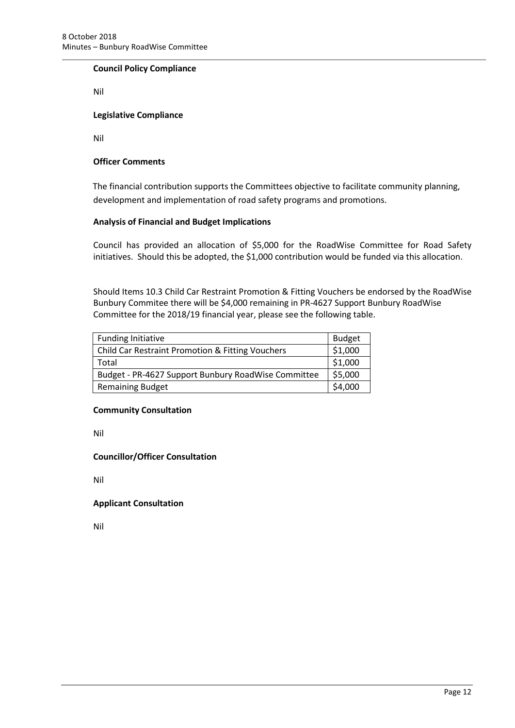**Council Policy Compliance**

Nil

**Legislative Compliance**

Nil

**Officer Comments**

The financial contribution supports the Committees objective to facilitate community planning, development and implementation of road safety programs and promotions.

**Analysis of Financial and Budget Implications**

Council has provided an allocation of $5,000 for the RoadWise Committee for Road Safety initiatives. Should this be adopted, the $1,000 contribution would be funded via this allocation.

Should Items 10.3 Child Car Restraint Promotion & Fitting Vouchers be endorsed by the RoadWise Bunbury Commitee there will be $4,000 remaining in PR-4627 Support Bunbury RoadWise Committee for the 2018/19 financial year, please see the following table.

| Funding Initiative | Budget |
|---|---|
| Child Car Restraint Promotion & Fitting Vouchers | $1,000 |
| Total | $1,000 |
| Budget - PR-4627 Support Bunbury RoadWise Committee | $5,000 |
| Remaining Budget | $4,000 |

**Community Consultation**

Nil

**Councillor/Officer Consultation**

Nil

**Applicant Consultation**

Nil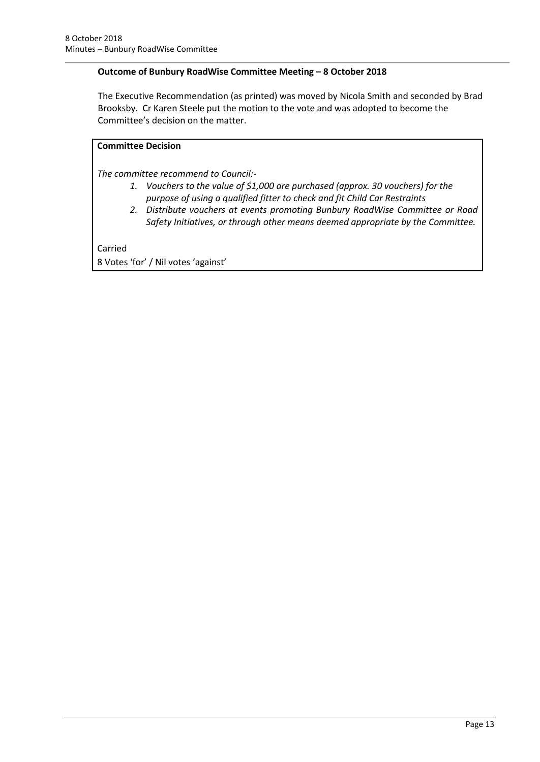**Outcome of Bunbury RoadWise Committee Meeting – 8 October 2018**

The Executive Recommendation (as printed) was moved by Nicola Smith and seconded by Brad Brooksby. Cr Karen Steele put the motion to the vote and was adopted to become the Committee's decision on the matter.

**Committee Decision**

*The committee recommend to Council:-*

1. *Vouchers to the value of $1,000 are purchased (approx. 30 vouchers) for the purpose of using a qualified fitter to check and fit Child Car Restraints*
2. *Distribute vouchers at events promoting Bunbury RoadWise Committee or Road Safety Initiatives, or through other means deemed appropriate by the Committee.*

Carried
8 Votes 'for' / Nil votes 'against'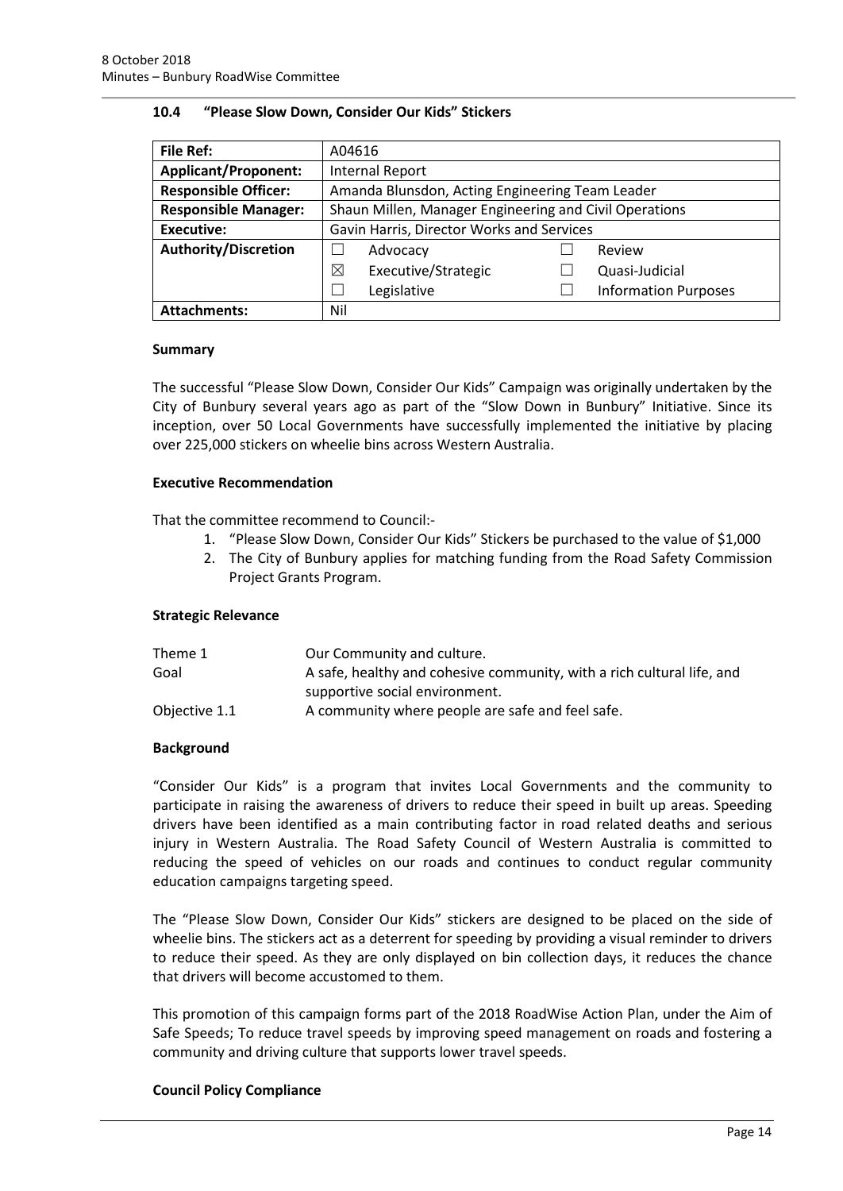## 10.4 "Please Slow Down, Consider Our Kids" Stickers

| **File Ref:** | A04616 | | | |
|---|---|---|---|---|
| **Applicant/Proponent:** | Internal Report | | | |
| **Responsible Officer:** | Amanda Blunsdon, Acting Engineering Team Leader | | | |
| **Responsible Manager:** | Shaun Millen, Manager Engineering and Civil Operations | | | |
| **Executive:** | Gavin Harris, Director Works and Services | | | |
| **Authority/Discretion** | ☐ | Advocacy | ☐ | Review |
| | ☒ | Executive/Strategic | ☐ | Quasi-Judicial |
| | ☐ | Legislative | ☐ | Information Purposes |
| **Attachments:** | Nil | | | |

### Summary

The successful "Please Slow Down, Consider Our Kids" Campaign was originally undertaken by the City of Bunbury several years ago as part of the "Slow Down in Bunbury" Initiative. Since its inception, over 50 Local Governments have successfully implemented the initiative by placing over 225,000 stickers on wheelie bins across Western Australia.

### Executive Recommendation

That the committee recommend to Council:-

1. "Please Slow Down, Consider Our Kids" Stickers be purchased to the value of $1,000
2. The City of Bunbury applies for matching funding from the Road Safety Commission Project Grants Program.

### Strategic Relevance

| | |
|---|---|
| Theme 1 | Our Community and culture. |
| Goal | A safe, healthy and cohesive community, with a rich cultural life, and supportive social environment. |
| Objective 1.1 | A community where people are safe and feel safe. |

### Background

"Consider Our Kids" is a program that invites Local Governments and the community to participate in raising the awareness of drivers to reduce their speed in built up areas. Speeding drivers have been identified as a main contributing factor in road related deaths and serious injury in Western Australia. The Road Safety Council of Western Australia is committed to reducing the speed of vehicles on our roads and continues to conduct regular community education campaigns targeting speed.

The "Please Slow Down, Consider Our Kids" stickers are designed to be placed on the side of wheelie bins. The stickers act as a deterrent for speeding by providing a visual reminder to drivers to reduce their speed. As they are only displayed on bin collection days, it reduces the chance that drivers will become accustomed to them.

This promotion of this campaign forms part of the 2018 RoadWise Action Plan, under the Aim of Safe Speeds; To reduce travel speeds by improving speed management on roads and fostering a community and driving culture that supports lower travel speeds.

### Council Policy Compliance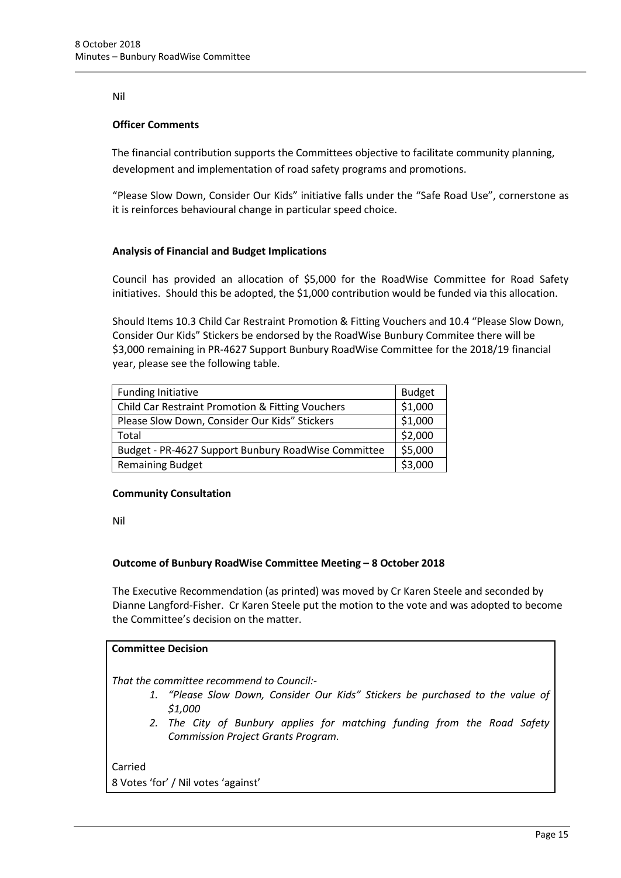Nil

**Officer Comments**

The financial contribution supports the Committees objective to facilitate community planning, development and implementation of road safety programs and promotions.

"Please Slow Down, Consider Our Kids" initiative falls under the "Safe Road Use", cornerstone as it is reinforces behavioural change in particular speed choice.

**Analysis of Financial and Budget Implications**

Council has provided an allocation of $5,000 for the RoadWise Committee for Road Safety initiatives. Should this be adopted, the $1,000 contribution would be funded via this allocation.

Should Items 10.3 Child Car Restraint Promotion & Fitting Vouchers and 10.4 "Please Slow Down, Consider Our Kids" Stickers be endorsed by the RoadWise Bunbury Commitee there will be $3,000 remaining in PR-4627 Support Bunbury RoadWise Committee for the 2018/19 financial year, please see the following table.

| Funding Initiative | Budget |
|---|---|
| Child Car Restraint Promotion & Fitting Vouchers | $1,000 |
| Please Slow Down, Consider Our Kids" Stickers | $1,000 |
| Total | $2,000 |
| Budget - PR-4627 Support Bunbury RoadWise Committee | $5,000 |
| Remaining Budget | $3,000 |

**Community Consultation**

Nil

**Outcome of Bunbury RoadWise Committee Meeting – 8 October 2018**

The Executive Recommendation (as printed) was moved by Cr Karen Steele and seconded by Dianne Langford-Fisher. Cr Karen Steele put the motion to the vote and was adopted to become the Committee's decision on the matter.

**Committee Decision**

*That the committee recommend to Council:-*

1. *"Please Slow Down, Consider Our Kids" Stickers be purchased to the value of $1,000*
2. *The City of Bunbury applies for matching funding from the Road Safety Commission Project Grants Program.*

Carried
8 Votes 'for' / Nil votes 'against'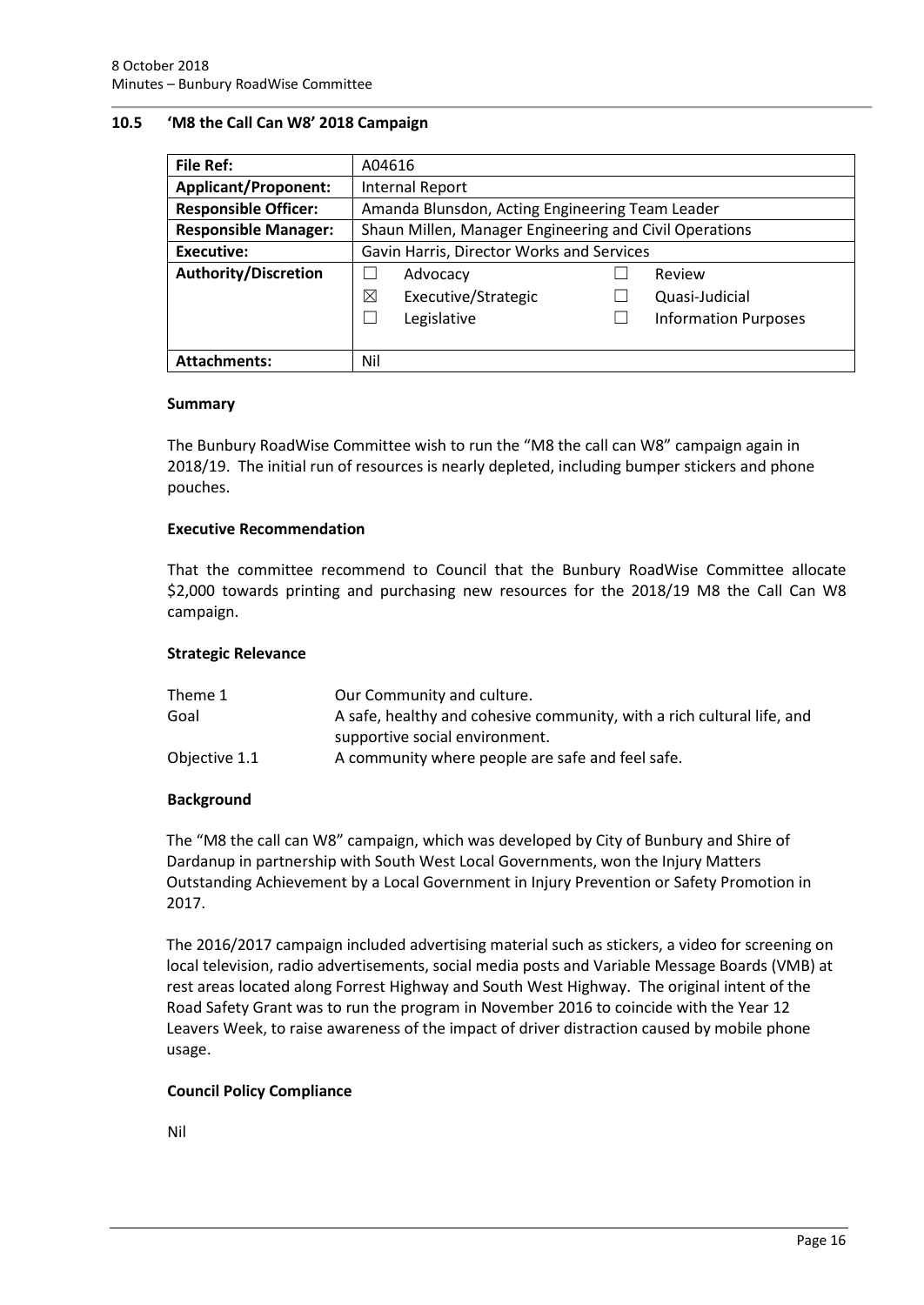## 10.5 'M8 the Call Can W8' 2018 Campaign

| File Ref: | A04616 |
|---|---|
| Applicant/Proponent: | Internal Report |
| Responsible Officer: | Amanda Blunsdon, Acting Engineering Team Leader |
| Responsible Manager: | Shaun Millen, Manager Engineering and Civil Operations |
| Executive: | Gavin Harris, Director Works and Services |
| Authority/Discretion | ☐ Advocacy<br>☒ Executive/Strategic<br>☐ Legislative<br>☐ Review<br>☐ Quasi-Judicial<br>☐ Information Purposes |
| Attachments: | Nil |

### Summary

The Bunbury RoadWise Committee wish to run the "M8 the call can W8" campaign again in 2018/19. The initial run of resources is nearly depleted, including bumper stickers and phone pouches.

### Executive Recommendation

That the committee recommend to Council that the Bunbury RoadWise Committee allocate $2,000 towards printing and purchasing new resources for the 2018/19 M8 the Call Can W8 campaign.

### Strategic Relevance

| | |
|---|---|
| Theme 1 | Our Community and culture. |
| Goal | A safe, healthy and cohesive community, with a rich cultural life, and supportive social environment. |
| Objective 1.1 | A community where people are safe and feel safe. |

### Background

The "M8 the call can W8" campaign, which was developed by City of Bunbury and Shire of Dardanup in partnership with South West Local Governments, won the Injury Matters Outstanding Achievement by a Local Government in Injury Prevention or Safety Promotion in 2017.

The 2016/2017 campaign included advertising material such as stickers, a video for screening on local television, radio advertisements, social media posts and Variable Message Boards (VMB) at rest areas located along Forrest Highway and South West Highway. The original intent of the Road Safety Grant was to run the program in November 2016 to coincide with the Year 12 Leavers Week, to raise awareness of the impact of driver distraction caused by mobile phone usage.

### Council Policy Compliance

Nil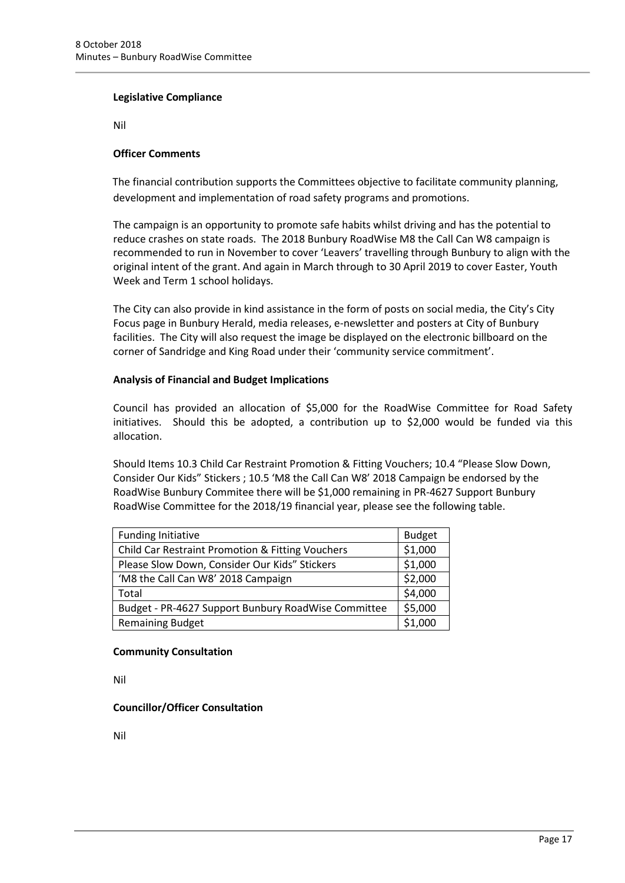**Legislative Compliance**

Nil

**Officer Comments**

The financial contribution supports the Committees objective to facilitate community planning, development and implementation of road safety programs and promotions.

The campaign is an opportunity to promote safe habits whilst driving and has the potential to reduce crashes on state roads. The 2018 Bunbury RoadWise M8 the Call Can W8 campaign is recommended to run in November to cover 'Leavers' travelling through Bunbury to align with the original intent of the grant. And again in March through to 30 April 2019 to cover Easter, Youth Week and Term 1 school holidays.

The City can also provide in kind assistance in the form of posts on social media, the City's City Focus page in Bunbury Herald, media releases, e-newsletter and posters at City of Bunbury facilities. The City will also request the image be displayed on the electronic billboard on the corner of Sandridge and King Road under their 'community service commitment'.

**Analysis of Financial and Budget Implications**

Council has provided an allocation of $5,000 for the RoadWise Committee for Road Safety initiatives. Should this be adopted, a contribution up to $2,000 would be funded via this allocation.

Should Items 10.3 Child Car Restraint Promotion & Fitting Vouchers; 10.4 "Please Slow Down, Consider Our Kids" Stickers ; 10.5 'M8 the Call Can W8' 2018 Campaign be endorsed by the RoadWise Bunbury Commitee there will be $1,000 remaining in PR-4627 Support Bunbury RoadWise Committee for the 2018/19 financial year, please see the following table.

| Funding Initiative | Budget |
|---|---|
| Child Car Restraint Promotion & Fitting Vouchers | $1,000 |
| Please Slow Down, Consider Our Kids" Stickers | $1,000 |
| 'M8 the Call Can W8' 2018 Campaign | $2,000 |
| Total | $4,000 |
| Budget - PR-4627 Support Bunbury RoadWise Committee | $5,000 |
| Remaining Budget | $1,000 |

**Community Consultation**

Nil

**Councillor/Officer Consultation**

Nil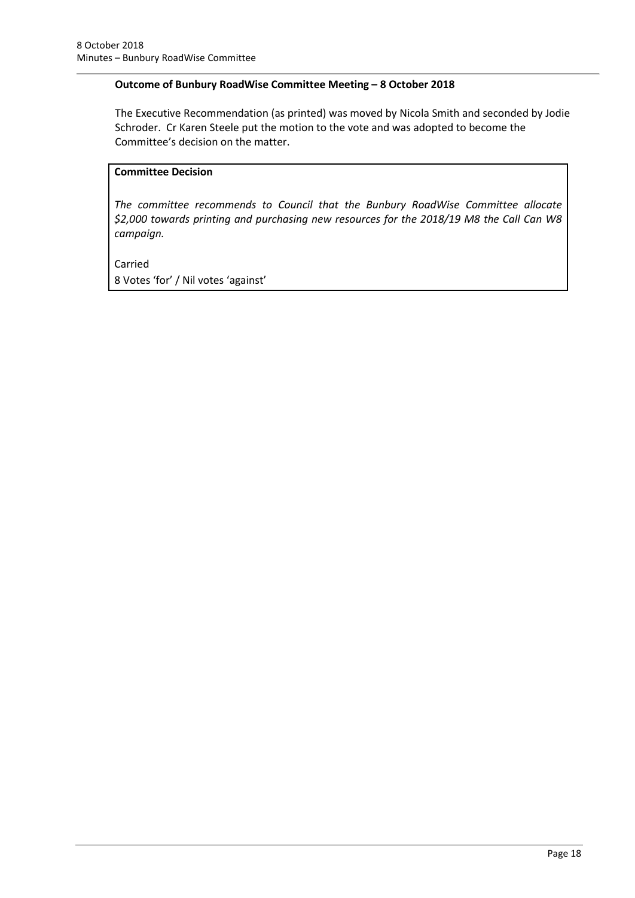**Outcome of Bunbury RoadWise Committee Meeting – 8 October 2018**

The Executive Recommendation (as printed) was moved by Nicola Smith and seconded by Jodie Schroder. Cr Karen Steele put the motion to the vote and was adopted to become the Committee's decision on the matter.

**Committee Decision**

*The committee recommends to Council that the Bunbury RoadWise Committee allocate $2,000 towards printing and purchasing new resources for the 2018/19 M8 the Call Can W8 campaign.*

Carried
8 Votes 'for' / Nil votes 'against'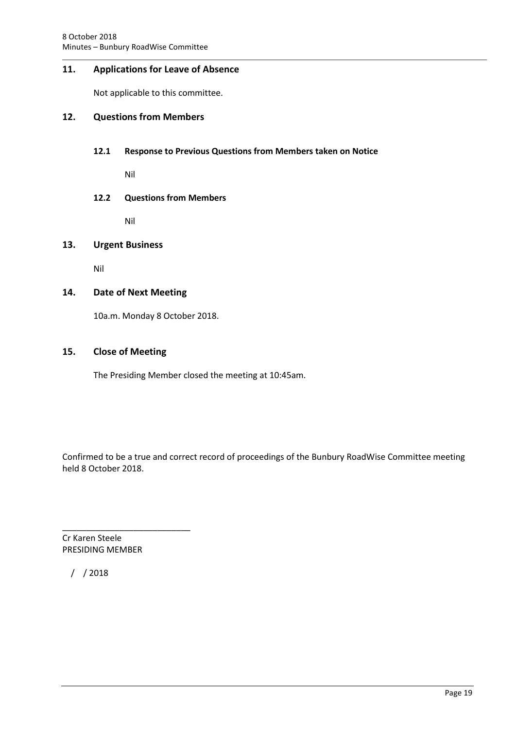## 11. Applications for Leave of Absence

Not applicable to this committee.

## 12. Questions from Members

### 12.1 Response to Previous Questions from Members taken on Notice

Nil

### 12.2 Questions from Members

Nil

## 13. Urgent Business

Nil

## 14. Date of Next Meeting

10a.m. Monday 8 October 2018.

## 15. Close of Meeting

The Presiding Member closed the meeting at 10:45am.

Confirmed to be a true and correct record of proceedings of the Bunbury RoadWise Committee meeting held 8 October 2018.

\_\_\_\_\_\_\_\_\_\_\_\_\_\_\_\_\_\_\_\_\_\_\_\_\_\_\_

Cr Karen Steele
PRESIDING MEMBER

/ / 2018